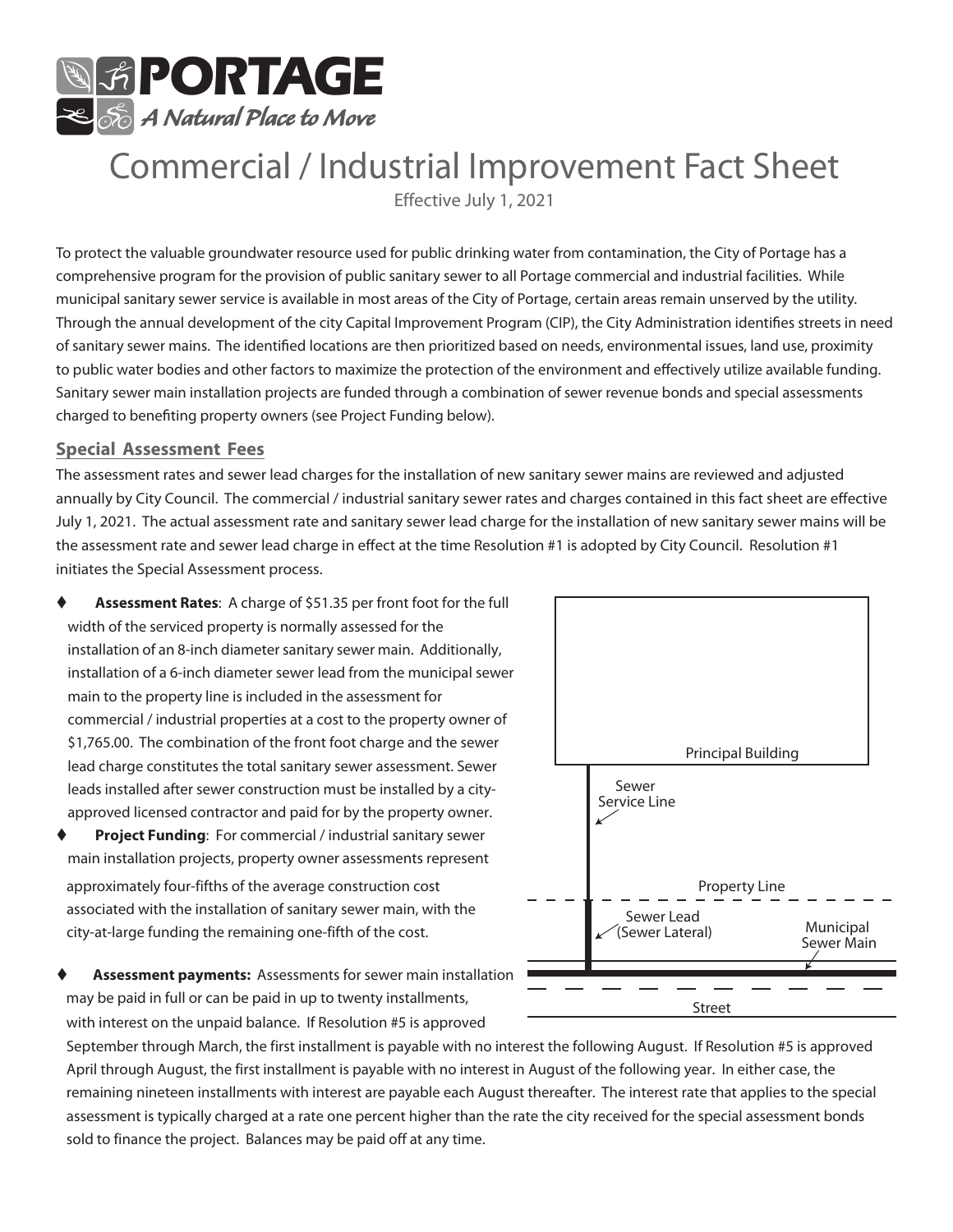**PORTAGE**

*A Natural Place to Move*

# Commercial / Industrial Improvement Fact Sheet

Effective July 1, 2021

To protect the valuable groundwater resource used for public drinking water from contamination, the City of Portage has a comprehensive program for the provision of public sanitary sewer to all Portage commercial and industrial facilities. While municipal sanitary sewer service is available in most areas of the City of Portage, certain areas remain unserved by the utility. Through the annual development of the city Capital Improvement Program (CIP), the City Administration identifies streets in need of sanitary sewer mains. The identified locations are then prioritized based on needs, environmental issues, land use, proximity to public water bodies and other factors to maximize the protection of the environment and effectively utilize available funding. Sanitary sewer main installation projects are funded through a combination of sewer revenue bonds and special assessments charged to benefiting property owners (see Project Funding below).

## Special Assessment Fees

The assessment rates and sewer lead charges for the installation of new sanitary sewer mains are reviewed and adjusted annually by City Council. The commercial / industrial sanitary sewer rates and charges contained in this fact sheet are effective July 1, 2021. The actual assessment rate and sanitary sewer lead charge for the installation of new sanitary sewer mains will be the assessment rate and sewer lead charge in effect at the time Resolution #1 is adopted by City Council. Resolution #1 initiates the Special Assessment process.

- **Assessment Rates**: A charge of $51.35 per front foot for the full width of the serviced property is normally assessed for the installation of an 8-inch diameter sanitary sewer main. Additionally, installation of a 6-inch diameter sewer lead from the municipal sewer main to the property line is included in the assessment for commercial / industrial properties at a cost to the property owner of $1,765.00. The combination of the front foot charge and the sewer lead charge constitutes the total sanitary sewer assessment. Sewer leads installed after sewer construction must be installed by a city-approved licensed contractor and paid for by the property owner.
- **Project Funding**: For commercial / industrial sanitary sewer main installation projects, property owner assessments represent approximately four-fifths of the average construction cost associated with the installation of sanitary sewer main, with the city-at-large funding the remaining one-fifth of the cost.
- **Assessment payments:** Assessments for sewer main installation may be paid in full or can be paid in up to twenty installments, with interest on the unpaid balance. If Resolution #5 is approved September through March, the first installment is payable with no interest the following August. If Resolution #5 is approved April through August, the first installment is payable with no interest in August of the following year. In either case, the remaining nineteen installments with interest are payable each August thereafter. The interest rate that applies to the special assessment is typically charged at a rate one percent higher than the rate the city received for the special assessment bonds sold to finance the project. Balances may be paid off at any time.

Principal Building

Sewer Service Line

Property Line

Sewer Lead (Sewer Lateral)

Municipal Sewer Main

Street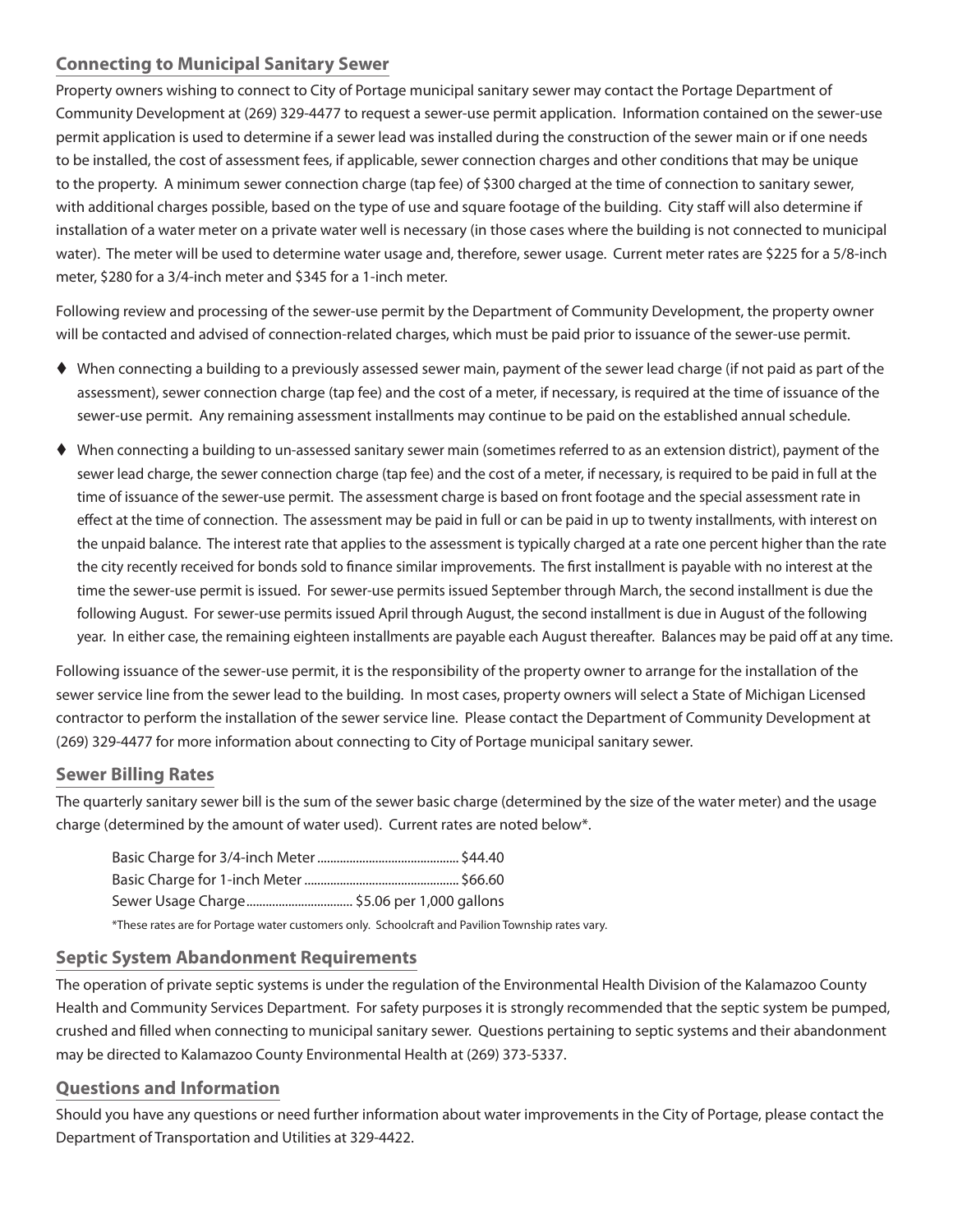## Connecting to Municipal Sanitary Sewer

Property owners wishing to connect to City of Portage municipal sanitary sewer may contact the Portage Department of Community Development at (269) 329-4477 to request a sewer-use permit application. Information contained on the sewer-use permit application is used to determine if a sewer lead was installed during the construction of the sewer main or if one needs to be installed, the cost of assessment fees, if applicable, sewer connection charges and other conditions that may be unique to the property. A minimum sewer connection charge (tap fee) of $300 charged at the time of connection to sanitary sewer, with additional charges possible, based on the type of use and square footage of the building. City staff will also determine if installation of a water meter on a private water well is necessary (in those cases where the building is not connected to municipal water). The meter will be used to determine water usage and, therefore, sewer usage. Current meter rates are $225 for a 5/8-inch meter, $280 for a 3/4-inch meter and $345 for a 1-inch meter.

Following review and processing of the sewer-use permit by the Department of Community Development, the property owner will be contacted and advised of connection-related charges, which must be paid prior to issuance of the sewer-use permit.

- When connecting a building to a previously assessed sewer main, payment of the sewer lead charge (if not paid as part of the assessment), sewer connection charge (tap fee) and the cost of a meter, if necessary, is required at the time of issuance of the sewer-use permit. Any remaining assessment installments may continue to be paid on the established annual schedule.
- When connecting a building to un-assessed sanitary sewer main (sometimes referred to as an extension district), payment of the sewer lead charge, the sewer connection charge (tap fee) and the cost of a meter, if necessary, is required to be paid in full at the time of issuance of the sewer-use permit. The assessment charge is based on front footage and the special assessment rate in effect at the time of connection. The assessment may be paid in full or can be paid in up to twenty installments, with interest on the unpaid balance. The interest rate that applies to the assessment is typically charged at a rate one percent higher than the rate the city recently received for bonds sold to finance similar improvements. The first installment is payable with no interest at the time the sewer-use permit is issued. For sewer-use permits issued September through March, the second installment is due the following August. For sewer-use permits issued April through August, the second installment is due in August of the following year. In either case, the remaining eighteen installments are payable each August thereafter. Balances may be paid off at any time.

Following issuance of the sewer-use permit, it is the responsibility of the property owner to arrange for the installation of the sewer service line from the sewer lead to the building. In most cases, property owners will select a State of Michigan Licensed contractor to perform the installation of the sewer service line. Please contact the Department of Community Development at (269) 329-4477 for more information about connecting to City of Portage municipal sanitary sewer.

## Sewer Billing Rates

The quarterly sanitary sewer bill is the sum of the sewer basic charge (determined by the size of the water meter) and the usage charge (determined by the amount of water used). Current rates are noted below*.

Basic Charge for 3/4-inch Meter .......................................... $44.40
Basic Charge for 1-inch Meter .............................................. $66.60
Sewer Usage Charge................................ $5.06 per 1,000 gallons

*These rates are for Portage water customers only. Schoolcraft and Pavilion Township rates vary.

## Septic System Abandonment Requirements

The operation of private septic systems is under the regulation of the Environmental Health Division of the Kalamazoo County Health and Community Services Department. For safety purposes it is strongly recommended that the septic system be pumped, crushed and filled when connecting to municipal sanitary sewer. Questions pertaining to septic systems and their abandonment may be directed to Kalamazoo County Environmental Health at (269) 373-5337.

## Questions and Information

Should you have any questions or need further information about water improvements in the City of Portage, please contact the Department of Transportation and Utilities at 329-4422.